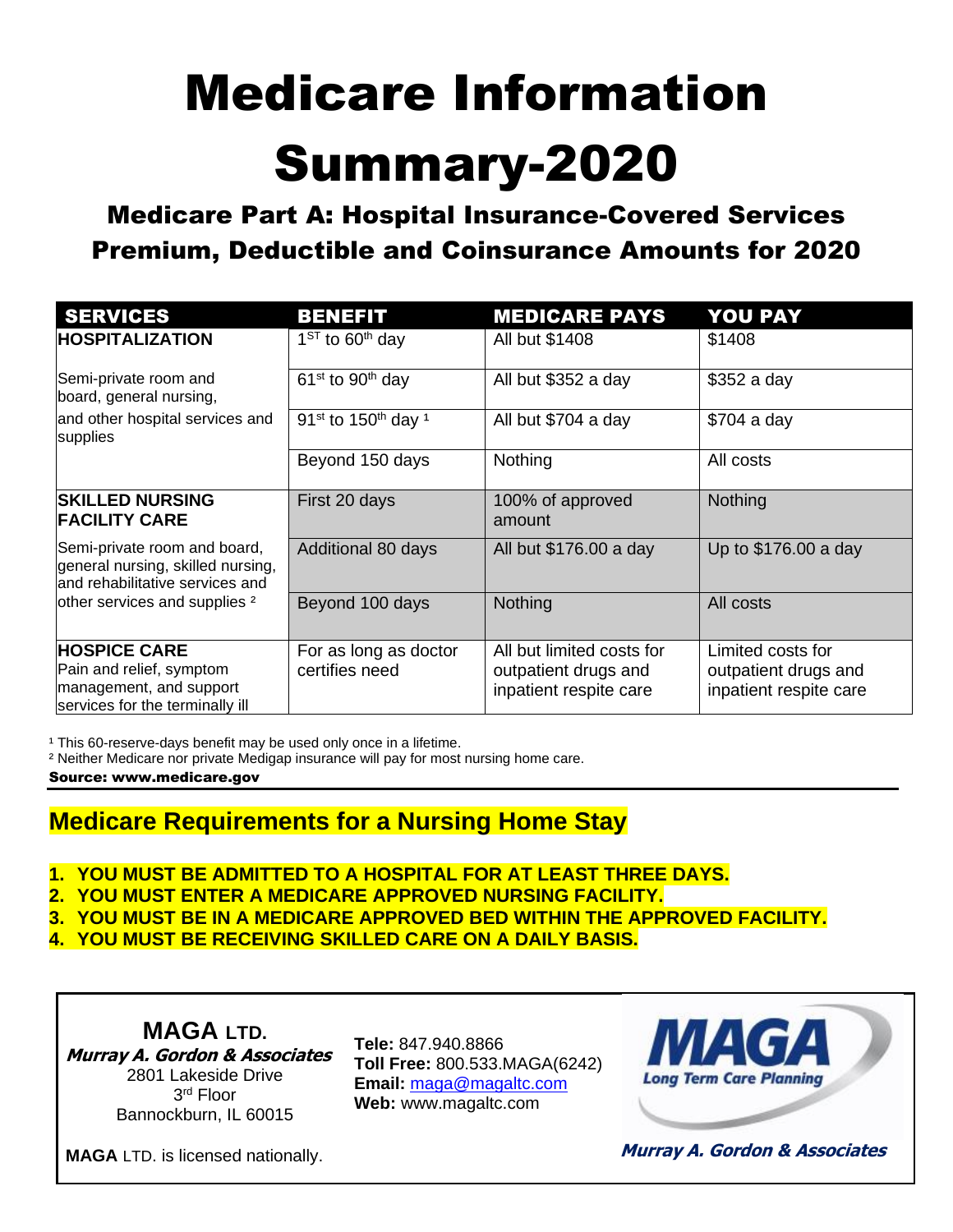# Medicare Information Summary-2020

## Medicare Part A: Hospital Insurance-Covered Services Premium, Deductible and Coinsurance Amounts for 2020

| SERVICES | BENEFIT | MEDICARE PAYS | YOU PAY |
|---|---|---|---|
| **HOSPITALIZATION** | 1ST to 60th day | All but $1408 | $1408 |
| Semi-private room and board, general nursing, | 61st to 90th day | All but $352 a day | $352 a day |
| and other hospital services and supplies | 91st to 150th day [1] | All but $704 a day | $704 a day |
| | Beyond 150 days | Nothing | All costs |
| **SKILLED NURSING FACILITY CARE** | First 20 days | 100% of approved amount | Nothing |
| Semi-private room and board, general nursing, skilled nursing, and rehabilitative services and | Additional 80 days | All but $176.00 a day | Up to $176.00 a day |
| other services and supplies [2] | Beyond 100 days | Nothing | All costs |
| **HOSPICE CARE** Pain and relief, symptom management, and support services for the terminally ill | For as long as doctor certifies need | All but limited costs for outpatient drugs and inpatient respite care | Limited costs for outpatient drugs and inpatient respite care |

[1] This 60-reserve-days benefit may be used only once in a lifetime.
[2] Neither Medicare nor private Medigap insurance will pay for most nursing home care.

**Source: www.medicare.gov**

## Medicare Requirements for a Nursing Home Stay

1. **YOU MUST BE ADMITTED TO A HOSPITAL FOR AT LEAST THREE DAYS.**
2. **YOU MUST ENTER A MEDICARE APPROVED NURSING FACILITY.**
3. **YOU MUST BE IN A MEDICARE APPROVED BED WITHIN THE APPROVED FACILITY.**
4. **YOU MUST BE RECEIVING SKILLED CARE ON A DAILY BASIS.**

**MAGA LTD.**
***Murray A. Gordon & Associates***
2801 Lakeside Drive
3rd Floor
Bannockburn, IL 60015

**Tele:** 847.940.8866
**Toll Free:** 800.533.MAGA(6242)
**Email:** maga@magaltc.com
**Web:** www.magaltc.com

**MAGA** Long Term Care Planning

**MAGA** LTD. is licensed nationally.

***Murray A. Gordon & Associates***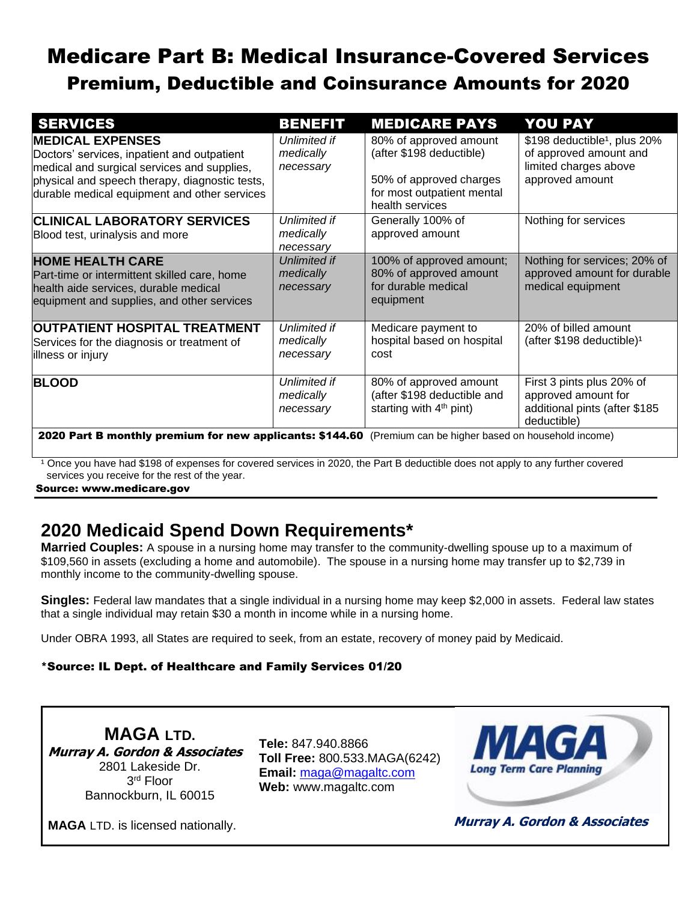# Medicare Part B: Medical Insurance-Covered Services

## Premium, Deductible and Coinsurance Amounts for 2020

| SERVICES | BENEFIT | MEDICARE PAYS | YOU PAY |
|---|---|---|---|
| **MEDICAL EXPENSES** Doctors' services, inpatient and outpatient medical and surgical services and supplies, physical and speech therapy, diagnostic tests, durable medical equipment and other services | *Unlimited if medically necessary* | 80% of approved amount (after $198 deductible) 50% of approved charges for most outpatient mental health services | $198 deductible[1], plus 20% of approved amount and limited charges above approved amount |
| **CLINICAL LABORATORY SERVICES** Blood test, urinalysis and more | *Unlimited if medically necessary* | Generally 100% of approved amount | Nothing for services |
| **HOME HEALTH CARE** Part-time or intermittent skilled care, home health aide services, durable medical equipment and supplies, and other services | *Unlimited if medically necessary* | 100% of approved amount; 80% of approved amount for durable medical equipment | Nothing for services; 20% of approved amount for durable medical equipment |
| **OUTPATIENT HOSPITAL TREATMENT** Services for the diagnosis or treatment of illness or injury | *Unlimited if medically necessary* | Medicare payment to hospital based on hospital cost | 20% of billed amount (after $198 deductible)[1] |
| **BLOOD** | *Unlimited if medically necessary* | 80% of approved amount (after $198 deductible and starting with 4th pint) | First 3 pints plus 20% of approved amount for additional pints (after $185 deductible) |

**2020 Part B monthly premium for new applicants: $144.60** (Premium can be higher based on household income)

[1] Once you have had $198 of expenses for covered services in 2020, the Part B deductible does not apply to any further covered services you receive for the rest of the year.

**Source: www.medicare.gov**

## 2020 Medicaid Spend Down Requirements*

**Married Couples:** A spouse in a nursing home may transfer to the community-dwelling spouse up to a maximum of $109,560 in assets (excluding a home and automobile). The spouse in a nursing home may transfer up to $2,739 in monthly income to the community-dwelling spouse.

**Singles:** Federal law mandates that a single individual in a nursing home may keep $2,000 in assets. Federal law states that a single individual may retain $30 a month in income while in a nursing home.

Under OBRA 1993, all States are required to seek, from an estate, recovery of money paid by Medicaid.

**\*Source: IL Dept. of Healthcare and Family Services 01/20**

**MAGA LTD.**
***Murray A. Gordon & Associates***
2801 Lakeside Dr.
3rd Floor
Bannockburn, IL 60015

**Tele:** 847.940.8866
**Toll Free:** 800.533.MAGA(6242)
**Email:** maga@magaltc.com
**Web:** www.magaltc.com

MAGA Long Term Care Planning

***Murray A. Gordon & Associates***

**MAGA** LTD. is licensed nationally.